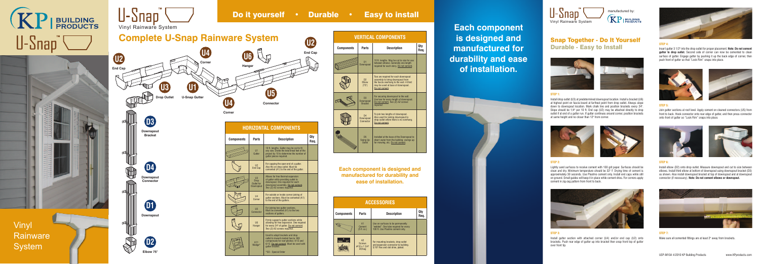# KP BUILDING PRODUCTS

# U-Snap™

Vinyl Rainware System

# U-Snap™ Vinyl Rainware System

**Do it yourself • Durable • Easy to install**

## Complete U-Snap Rainware System

U2 End Cap
U4 Corner
U6 Hanger
U2 End Cap
U3 Drop Outlet
U1 U-Snap Gutter
U5 Connector
U4 Corner
D3 Downspout Bracket
D4 Downspout Connector
D1 Downspout
D2 Elbow 75°

| HORIZONTAL COMPONENTS | | | |
|---|---|---|---|
| Components | Parts | Description | Qty Req. |
| | U1 Gutter | 10 ft. lengths. Gutter may be cut to fit any size. Divide the total lineal feet of the project by 10 to determine the number of gutter pieces required. | |
| | U2 End Cap | For capping the open end of a gutter. Also fits on drop outlet. Must be cemented (A1) to the end of the gutter. | |
| | U3 Drop Outlet for Downspout | Allows for free thermal expansion of gutter while providing outlet to downspout. One required for each downspout assembly. Do not cement. Two (2) A2 screws required. | |
| | U4 Corner | For outside or inside corner joining of gutter sections. Must be cemented (A1) to the end of the gutters. | |
| | U5 Connector | For joining two gutter sections. Must be cemented (A1) to the two sections of gutters. | |
| | U6 Hanger | Firmly supports gutter sections while allowing for free expansion. One required for every 24" of gutter. Do not cement. Two (2) A2 screws required. | |
| | K11 Wedge* | Used to adapt brackets and drop outlet to inward slanted fascia. Will compensate for roof pitches: 4/12 and 6/12. Do not cement. Must be used with gutter bracket. | |

*SO - Special Order

| VERTICAL COMPONENTS | | | |
|---|---|---|---|
| Components | Parts | Description | Qty Req. |
| | D1 Downspout | 10 ft. lengths. May be cut to size for use between elbows. Generally one length required for each story. Do not cement. | |
| | D2 Elbow (75°) | Two are required for each downspout assembly to bring downspout from the fascia overhang to the wall. A third may be used at base of downspout. Do not cement. | |
| | D3 Downspout Bracket | For securing downspout to the wall. Use two for every length of downspout. Do not cement. Two (2) A2 screws required. | |
| | D4 Downspout Connector | To join two lengths of downspout. Also used for joining downspout to drop outlet where there is no overhang. Do not cement. | |
| | D5 Swing Up Outlet | Installed at the base of the Downspout to direct water from the building; swings up for mowing, etc. Do not cement. | |

**Each component is designed and manufactured for durability and ease of installation.**

| ACCESSORIES | | | |
|---|---|---|---|
| Components | Parts | Description | Qty Req. |
| | A1 Cement (5 fl. oz.) | Use on surfaces to be permanently "welded". One tube required for every 100 ft. Use Plastmo cement only. | |
| | A2 Screws #10 x 1 3/4" 20/bag | For mounting brackets, drop outlet and expansion connector to building. 5/16" Hex and slot drive, plated. | |

**Each component is designed and manufactured for durability and ease of installation.**

# U-Snap™ Vinyl Rainware System

manufactured by: KP BUILDING PRODUCTS

## Snap Together - Do It Yourself
## Durable - Easy to Install

**STEP 1:**

Install drop outlet (U3) at predetermined downspout location. Install a bracket (U6) at highest point on fascia board at farthest point from drop outlet. Always slope down to downspout location. Mark chalk line and position brackets every 24". Slope should be 1/4" per 10 ft. End cap (U2) may be attached directly to drop outlet if at end of a gutter run. If gutter continues around corner, position brackets at same height and no closer than 12" from corner.

**STEP 2:**

Lightly sand surfaces to receive cement with 100 grit paper. Surfaces should be clean and dry. Minimum temperature should be 32° F. Drying time of cement is approximately 30 seconds. Use Plastmo cement only. Install end caps while still on ground. Small guides will keep it in place while cement dries. For corners apply cement in zig-zag pattern from front to back.

**STEP 3:**

Install gutter section with attached corner (U4) and/or end cap (U2) onto brackets. Push rear edge of gutter up into bracket then snap front lip of gutter over front tip.

**STEP 4:**

Insert gutter 3 1/2" into the drop outlet for proper placement. **Note: Do not cement gutter to drop outlet.** Second side of corner can now be cemented to clean surface of gutter. Engage gutter by pushing it up the back edge of corner, then push front of gutter so that "Lock Rim" snaps into place.

**STEP 5:**

Join gutter sections at roof level. Apply cement on cleaned connectors (U5) from front to back. Hook connector onto rear edge of gutter, and then press connector onto front of gutter so "Lock Rim" snaps into place.

**STEP 6:**

Install elbow (D2) onto drop outlet. Measure downspout and cut to size between elbows. Install third elbow at bottom of downspout using downspout bracket (D3) as shown. Also install downspout bracket at top of downspout and at downspout connector (if necessary). **Note: Do not cement elbows or downspout.**

**STEP 7:**

Make sure all cemented fittings are at least 2" away from brackets.

USP-M10A ©2010 KP Building Products www.KPproducts.com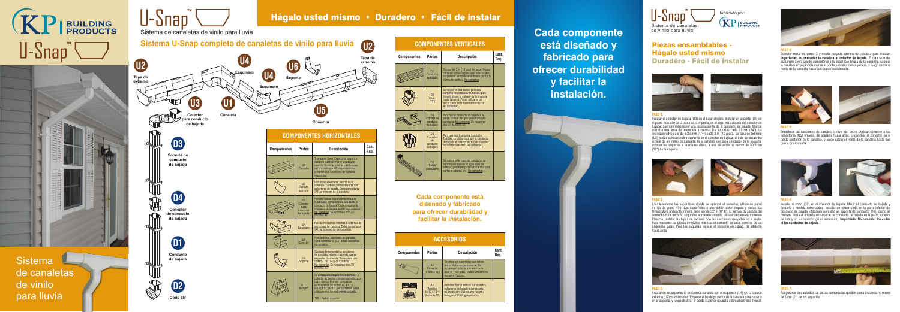# KP BUILDING PRODUCTS

# U-Snap™

Sistema de canaletas de vinilo para lluvia

# U-Snap™

Sistema de canaletas de vinilo para lluvia

## Hágalo usted mismo • Duradero • Fácil de instalar

## Sistema U-Snap completo de canaletas de vinilo para lluvia

U2 Tapa de extremo
U4 Esquinero
U6 Soporte
U4 Esquinero
U3 Colector para conducto de bajada
U1 Canaleta
U5 Conector
U2 Tapa de extremo
D3 Soporte de conducto de bajada
D4 Conector de conducto de bajada
D1 Conducto de bajada
D2 Codo 75°

### COMPONENTES HORIZONTALES

| Componentes | Partes | Descripción | Cant. Req. |
|---|---|---|---|
| | U1 Canaleta | Tramos de 3 m (10 pies) de largo. La canaleta puede cortarse a cualquier medida. Dividir el total de pies lineales del proyecto por 10 para determinar el número de secciones de canaleta requeridas. | |
| | U2 Tapa de extremo | Para tapar el extremo abierto de la canaleta. También puede utilizarse con colectores de bajada. Debe cementarse (A1) al extremo de la canaleta. | |
| | U3 Colector para conducto de bajada | Permite la libre expansión térmica de la canaleta y proporciona una salida al conducto de bajada. Cada conjunto de conducto de bajada requiere un colector. No cementar. Se requieren dos (2) tornillos A2. | |
| | U4 Esquinero | Para unir esquinas internas o externas de secciones de canaleta. Debe cementarse (A1) al extremo de las canaletas. | |
| | U5 Conector | Para unir dos secciones de canaleta. Debe cementarse (A1) a dos secciones de canaleta. | |
| | U6 Soporte | Sostiene firmemente las secciones de canaleta, mientras permite que se expandan libremente. Se requiere uno cada 61 cm (24") de canaleta. No cementar. Se requieren dos (2) tornillos A2. | |
| | K11 Wedge* | Se utiliza para adaptar los soportes y el colector de bajada a imposttas inclinadas hacia dentro. Permite compensar inclinaciones de techos de 4/12 y 6/12 (4:12 y 6:12). No cementar. Debe utilizarse con un soporte de Canaleta. *PE - Pedido especial | |

### COMPONENTES VERTICALES

| Componentes | Partes | Descripción | Cant. Req. |
|---|---|---|---|
| | D1 Conducto de bajada | Tramos de 3 m (10 pies) de largo. Puede cortarse a medida para usar entre codos. En general, se requiere un tramo por cada planta del edificio. No cementar. | |
| | D2 Codo (75°) | Se requieren dos codos por cada conjunto de conducto de bajada, para llevarlo desde la saliente de la imposta hasta la pared. Puede utilizarse un tercer codo en la base del conducto. No cementar. | |
| | D3 Soporte de conducto de bajada | Para fijar el conducto de bajada a la pared. Utilizar dos por cada tramo de conducto. No cementar. Se requieren dos (2) tornillos A2. | |
| | D4 Conector de conducto de bajada | Para unir dos tramos de conducto. También se utiliza para unir el conducto de bajada al colector de bajada cuando no existen salientes. No cementar. | |
| | D5 Salida Basculante | Se instala en la base del conducto de bajada para desviar el agua lejos del edificio; puede plegarse hacia arriba para cortar el césped, etc. No cementar. | |

**Cada componente está diseñado y fabricado para ofrecer durabilidad y facilitar la instalación.**

### ACCESORIOS

| Componentes | Partes | Descripción | Cant. Req. |
|---|---|---|---|
| | A1 Cemento (1 onza líq.) | Se utiliza en superficies que deben unirse de forma permanente. Se requiere un tubo de cemento cada 30.5 m (100 pies). Utilizar únicamente cemento Plastmo. | |
| | A2 Tornillos No.10 x 1 3/4" (bolsa de 20) | Permiten fijar al edificio los soportes, colectores de bajada y conectores de expansión. Cabeza con ranura y hexagonal 5/16" (galvanizado). | |

**Cada componente está diseñado y fabricado para ofrecer durabilidad y facilitar la instalación.**

# U-Snap™

Sistema de canaletas de vinilo para lluvia

fabricado por: KP BUILDING PRODUCTS

## Piezas ensamblables - Hágalo usted mismo
## Duradero - Fácil de instalar

**PASO 1:**
Instalar el colector de bajada (U3) en el lugar elegido. Instalar un soporte (U6) en el punto más alto de la placa de la imposta, en el lugar más alejado del colector de bajada. Siempre debe haber una inclinación hacia el conducto de bajada. Marcar con tiza una línea de referencia y colocar los soportes cada 61 cm (24"). La inclinación debe ser de 6.35 mm (1/4") cada 3 m (10 pies). La tapa de extremo (U2) puede colocarse directamente en el colector de bajada, si éste se encuentra al final de un tramo de canaleta. Si la canaleta continúa alrededor de la esquina, colocar los soportes a la misma altura, a una distancia no menor de 30.5 cm (12") de la esquina.

**PASO 2:**
Lijar levemente las superficies donde se aplicará el cemento, utilizando papel de lija de grano 100. Las superficies a unir deben estar limpias y secas. La temperatura ambiente mínima debe ser de 32° F (0° C). El tiempo de secado del cemento es de unos 30 segundos aproximadamente. Utilizar únicamente cemento Plastmo. Instalar las tapas de extremo con las secciones apoyadas en el suelo. Para mantener las piezas inmóviles mientras el cemento se seca, sumerja de las pequeñas guías. Para las esquinas, aplicar el cemento en zigzag, de adelante hacia atrás.

**PASO 3:**
Instalar en los soportes la sección de canaleta con el esquinero (U4) y/o la tapa de extremo (U2) ya colocados. Empujar el borde posterior de la canaleta para calzarla en el soporte, y luego deslizar el borde superior opuesto sobre el extremo frontal.

**PASO 4:**
Sumergir metal de gutter 3 y media pulgada adentro de colectora para instalar. **Importante: No cementar la canaleta al colector de bajada.** El otro lado del esquinero ahora puede cementarse a la superficie limpia de la canaleta. Acoplar la canaleta empujándola contra el borde posterior del esquinero, y luego calzar el frente de la canaleta hasta que quede posicionada.

**PASO 5:**
Empalmar las secciones de canaleta a nivel del techo. Aplicar cemento a los conectores (U5) limpios, de adelante hacia atrás. Enganchar el conector en el borde posterior de la canaleta, y luego calzar el frente de la canaleta hasta que quede posicionada.

**PASO 6:**
Instalar el codo (D2) en el colector de bajada. Medir el conducto de bajada y cortarlo a medida entre codos. Instalar un tercer codo en la parte inferior del conducto de bajada, utilizando para ello un soporte de conducto (D3), como se muestra. Instalar además un soporte de conducto de bajada en la parte superior de éste y en su conector (si es necesario). **Importante: No cementar los codos ni los conductos de bajada.**

**PASO 7:**
Asegurarse de que todas las piezas cementadas queden a una distancia no menor de 5 cm (2") de los soportes.

Sistema de canaletas de vinilo para lluvia